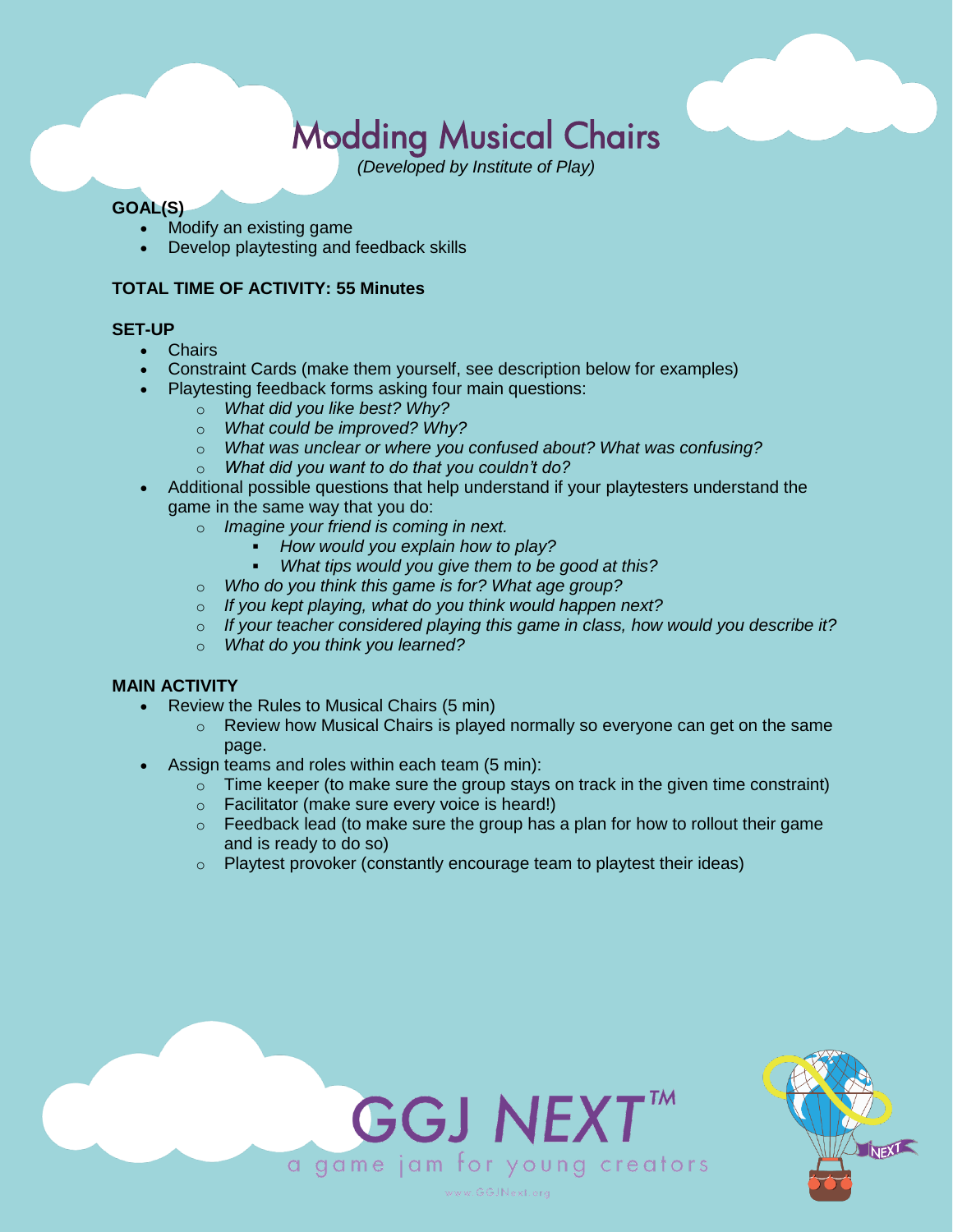# Modding Musical Chairs

*(Developed by Institute of Play)*

**GOAL(S)**

- Modify an existing game
- Develop playtesting and feedback skills

**TOTAL TIME OF ACTIVITY: 55 Minutes**

**SET-UP**

- Chairs
- Constraint Cards (make them yourself, see description below for examples)
- Playtesting feedback forms asking four main questions:
  - *What did you like best? Why?*
  - *What could be improved? Why?*
  - *What was unclear or where you confused about? What was confusing?*
  - *What did you want to do that you couldn't do?*
- Additional possible questions that help understand if your playtesters understand the game in the same way that you do:
  - *Imagine your friend is coming in next.*
    - *How would you explain how to play?*
    - *What tips would you give them to be good at this?*
  - *Who do you think this game is for? What age group?*
  - *If you kept playing, what do you think would happen next?*
  - *If your teacher considered playing this game in class, how would you describe it?*
  - *What do you think you learned?*

**MAIN ACTIVITY**

- Review the Rules to Musical Chairs (5 min)
  - Review how Musical Chairs is played normally so everyone can get on the same page.
- Assign teams and roles within each team (5 min):
  - Time keeper (to make sure the group stays on track in the given time constraint)
  - Facilitator (make sure every voice is heard!)
  - Feedback lead (to make sure the group has a plan for how to rollout their game and is ready to do so)
  - Playtest provoker (constantly encourage team to playtest their ideas)

GGJ NEXT™

a game jam for young creators

www.GGJNext.org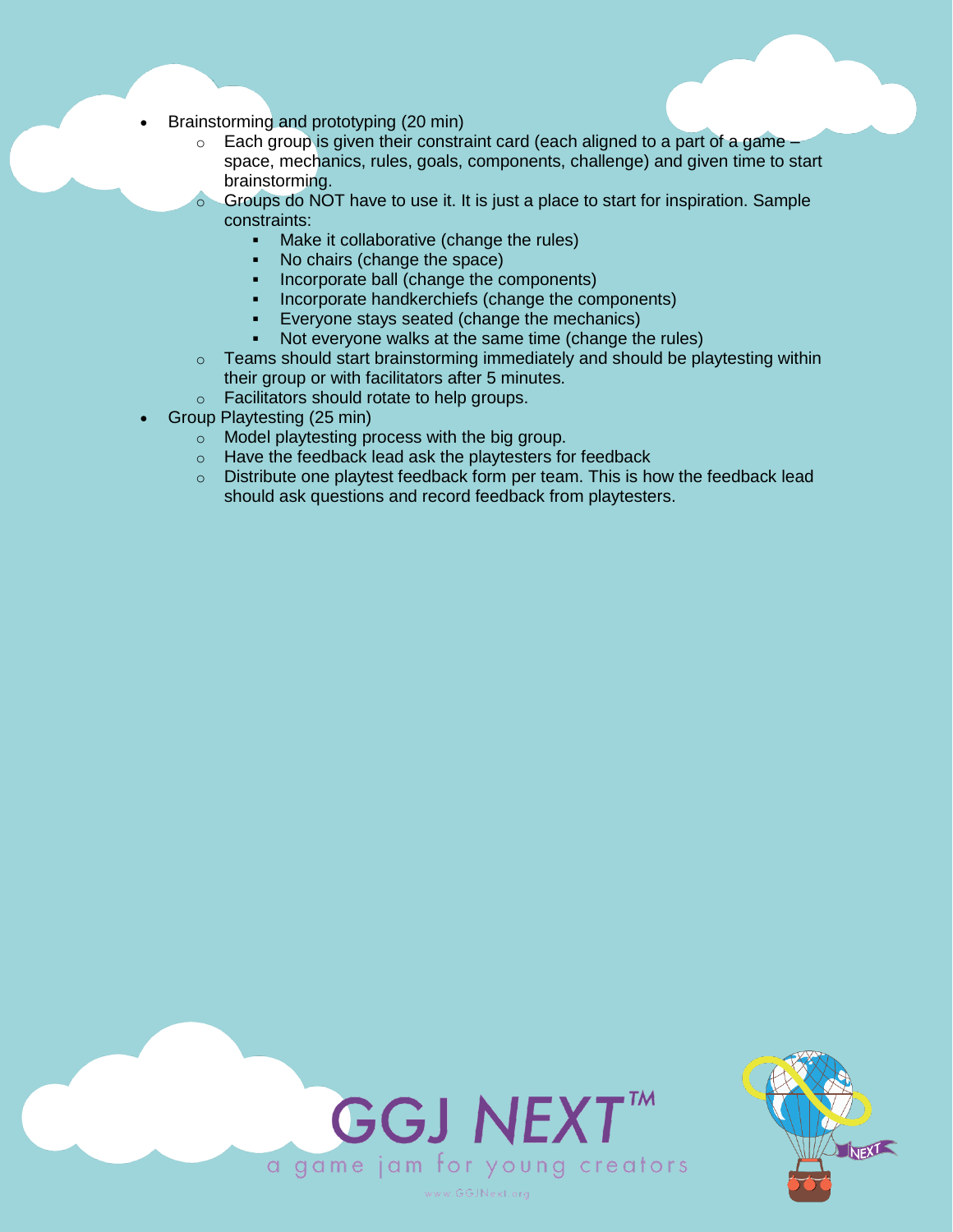- Brainstorming and prototyping (20 min)
    - Each group is given their constraint card (each aligned to a part of a game – space, mechanics, rules, goals, components, challenge) and given time to start brainstorming.
    - Groups do NOT have to use it. It is just a place to start for inspiration. Sample constraints:
        - Make it collaborative (change the rules)
        - No chairs (change the space)
        - Incorporate ball (change the components)
        - Incorporate handkerchiefs (change the components)
        - Everyone stays seated (change the mechanics)
        - Not everyone walks at the same time (change the rules)
    - Teams should start brainstorming immediately and should be playtesting within their group or with facilitators after 5 minutes.
    - Facilitators should rotate to help groups.
- Group Playtesting (25 min)
    - Model playtesting process with the big group.
    - Have the feedback lead ask the playtesters for feedback
    - Distribute one playtest feedback form per team. This is how the feedback lead should ask questions and record feedback from playtesters.